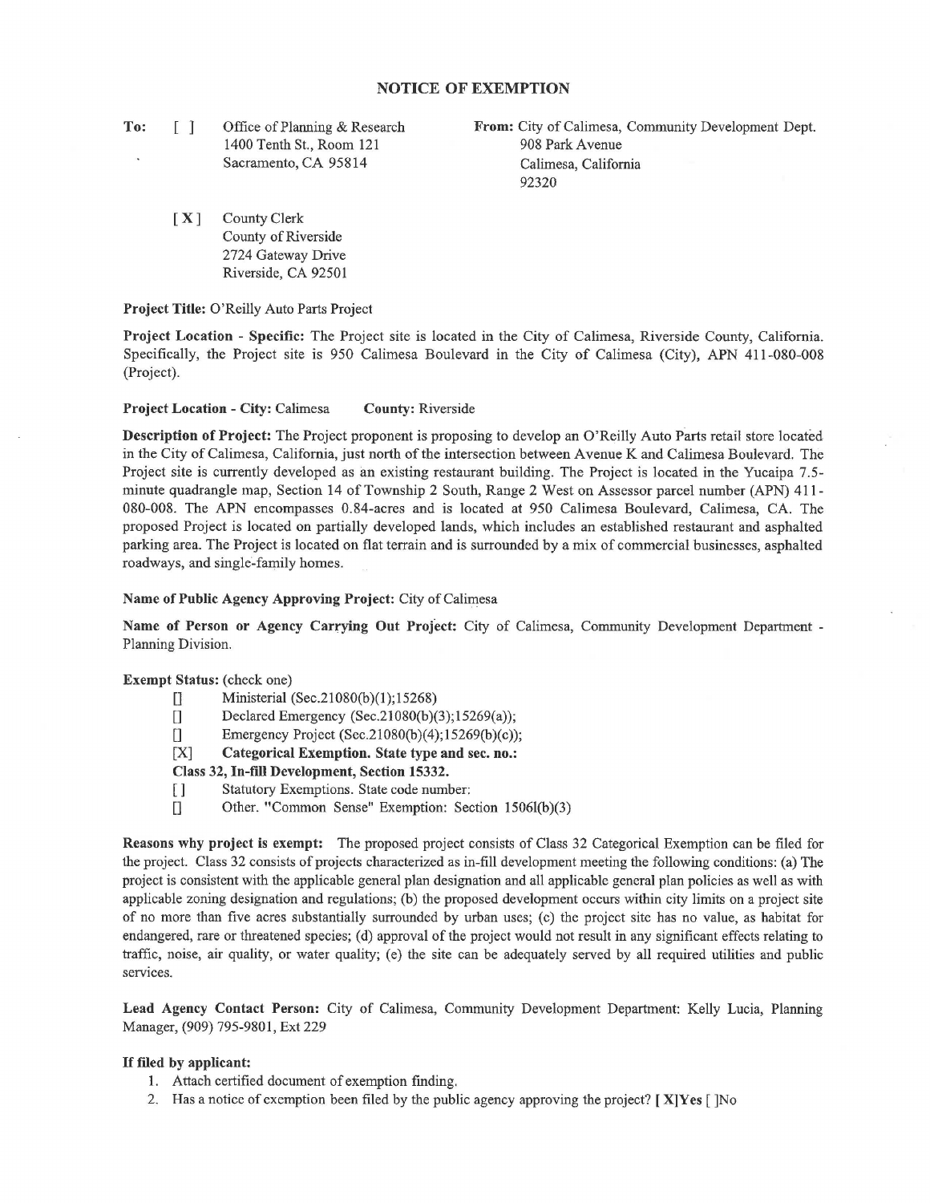# NOTICE OF EXEMPTION

**To:** [ ] Office of Planning & Research
1400 Tenth St., Room 121
Sacramento, CA 95814

[X] County Clerk
County of Riverside
2724 Gateway Drive
Riverside, CA 92501

**From:** City of Calimesa, Community Development Dept.
908 Park Avenue
Calimesa, California
92320

**Project Title:** O'Reilly Auto Parts Project

**Project Location - Specific:** The Project site is located in the City of Calimesa, Riverside County, California. Specifically, the Project site is 950 Calimesa Boulevard in the City of Calimesa (City), APN 411-080-008 (Project).

**Project Location - City:** Calimesa **County:** Riverside

**Description of Project:** The Project proponent is proposing to develop an O'Reilly Auto Parts retail store located in the City of Calimesa, California, just north of the intersection between Avenue K and Calimesa Boulevard. The Project site is currently developed as an existing restaurant building. The Project is located in the Yucaipa 7.5-minute quadrangle map, Section 14 of Township 2 South, Range 2 West on Assessor parcel number (APN) 411-080-008. The APN encompasses 0.84-acres and is located at 950 Calimesa Boulevard, Calimesa, CA. The proposed Project is located on partially developed lands, which includes an established restaurant and asphalted parking area. The Project is located on flat terrain and is surrounded by a mix of commercial businesses, asphalted roadways, and single-family homes.

**Name of Public Agency Approving Project:** City of Calimesa

**Name of Person or Agency Carrying Out Project:** City of Calimesa, Community Development Department - Planning Division.

**Exempt Status:** (check one)

- [] Ministerial (Sec.21080(b)(1);15268)
- [] Declared Emergency (Sec.21080(b)(3);15269(a));
- [] Emergency Project (Sec.21080(b)(4);15269(b)(c));
- [X] **Categorical Exemption. State type and sec. no.:**
  **Class 32, In-fill Development, Section 15332.**
- [ ] Statutory Exemptions. State code number:
- [] Other. "Common Sense" Exemption: Section 15061(b)(3)

**Reasons why project is exempt:** The proposed project consists of Class 32 Categorical Exemption can be filed for the project. Class 32 consists of projects characterized as in-fill development meeting the following conditions: (a) The project is consistent with the applicable general plan designation and all applicable general plan policies as well as with applicable zoning designation and regulations; (b) the proposed development occurs within city limits on a project site of no more than five acres substantially surrounded by urban uses; (c) the project site has no value, as habitat for endangered, rare or threatened species; (d) approval of the project would not result in any significant effects relating to traffic, noise, air quality, or water quality; (e) the site can be adequately served by all required utilities and public services.

**Lead Agency Contact Person:** City of Calimesa, Community Development Department: Kelly Lucia, Planning Manager, (909) 795-9801, Ext 229

**If filed by applicant:**

1. Attach certified document of exemption finding.
2. Has a notice of exemption been filed by the public agency approving the project? **[X]Yes** [ ]No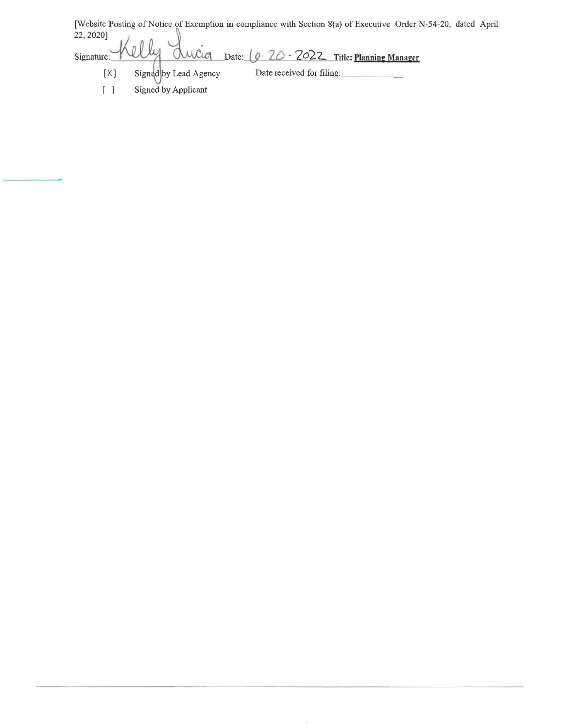[Website Posting of Notice of Exemption in compliance with Section 8(a) of Executive Order N-54-20, dated April 22, 2020]

Signature: Kelly Lucia Date: 6 · 20 · 2022 Title: **Planning Manager**

[X] Signed by Lead Agency Date received for filing:\_\_\_\_\_\_\_\_\_\_

[ ] Signed by Applicant